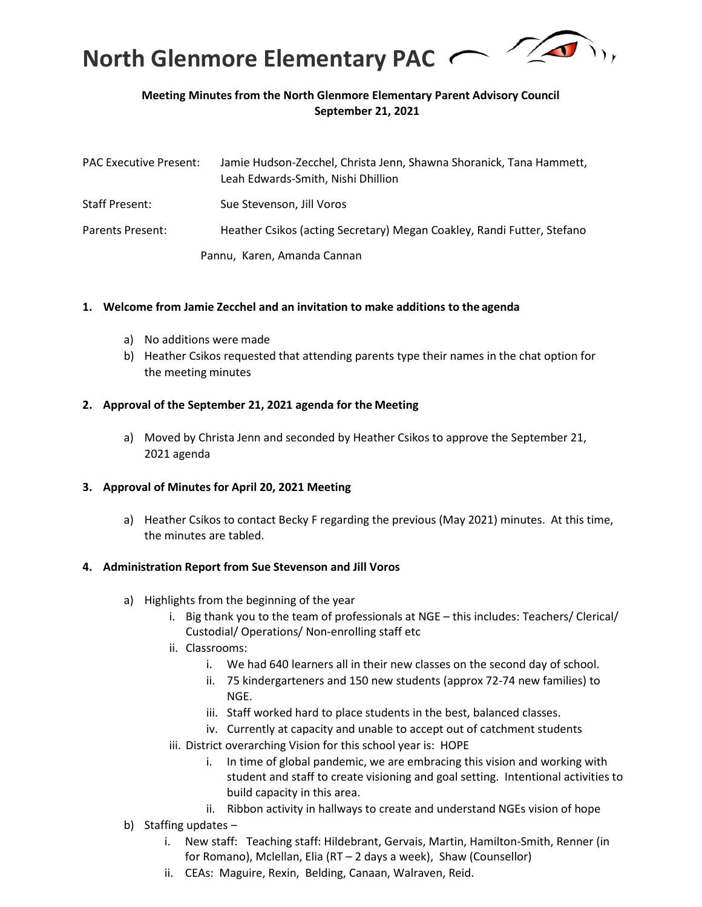# North Glenmore Elementary PAC

**Meeting Minutes from the North Glenmore Elementary Parent Advisory Council**
**September 21, 2021**

PAC Executive Present: Jamie Hudson-Zecchel, Christa Jenn, Shawna Shoranick, Tana Hammett, Leah Edwards-Smith, Nishi Dhillion

Staff Present: Sue Stevenson, Jill Voros

Parents Present: Heather Csikos (acting Secretary) Megan Coakley, Randi Futter, Stefano Pannu, Karen, Amanda Cannan

**1. Welcome from Jamie Zecchel and an invitation to make additions to the agenda**

a) No additions were made
b) Heather Csikos requested that attending parents type their names in the chat option for the meeting minutes

**2. Approval of the September 21, 2021 agenda for the Meeting**

a) Moved by Christa Jenn and seconded by Heather Csikos to approve the September 21, 2021 agenda

**3. Approval of Minutes for April 20, 2021 Meeting**

a) Heather Csikos to contact Becky F regarding the previous (May 2021) minutes. At this time, the minutes are tabled.

**4. Administration Report from Sue Stevenson and Jill Voros**

a) Highlights from the beginning of the year
   i. Big thank you to the team of professionals at NGE – this includes: Teachers/ Clerical/ Custodial/ Operations/ Non-enrolling staff etc
   ii. Classrooms:
      i. We had 640 learners all in their new classes on the second day of school.
      ii. 75 kindergarteners and 150 new students (approx 72-74 new families) to NGE.
      iii. Staff worked hard to place students in the best, balanced classes.
      iv. Currently at capacity and unable to accept out of catchment students
   iii. District overarching Vision for this school year is: HOPE
      i. In time of global pandemic, we are embracing this vision and working with student and staff to create visioning and goal setting. Intentional activities to build capacity in this area.
      ii. Ribbon activity in hallways to create and understand NGEs vision of hope
b) Staffing updates –
   i. New staff: Teaching staff: Hildebrant, Gervais, Martin, Hamilton-Smith, Renner (in for Romano), Mclellan, Elia (RT – 2 days a week), Shaw (Counsellor)
   ii. CEAs: Maguire, Rexin, Belding, Canaan, Walraven, Reid.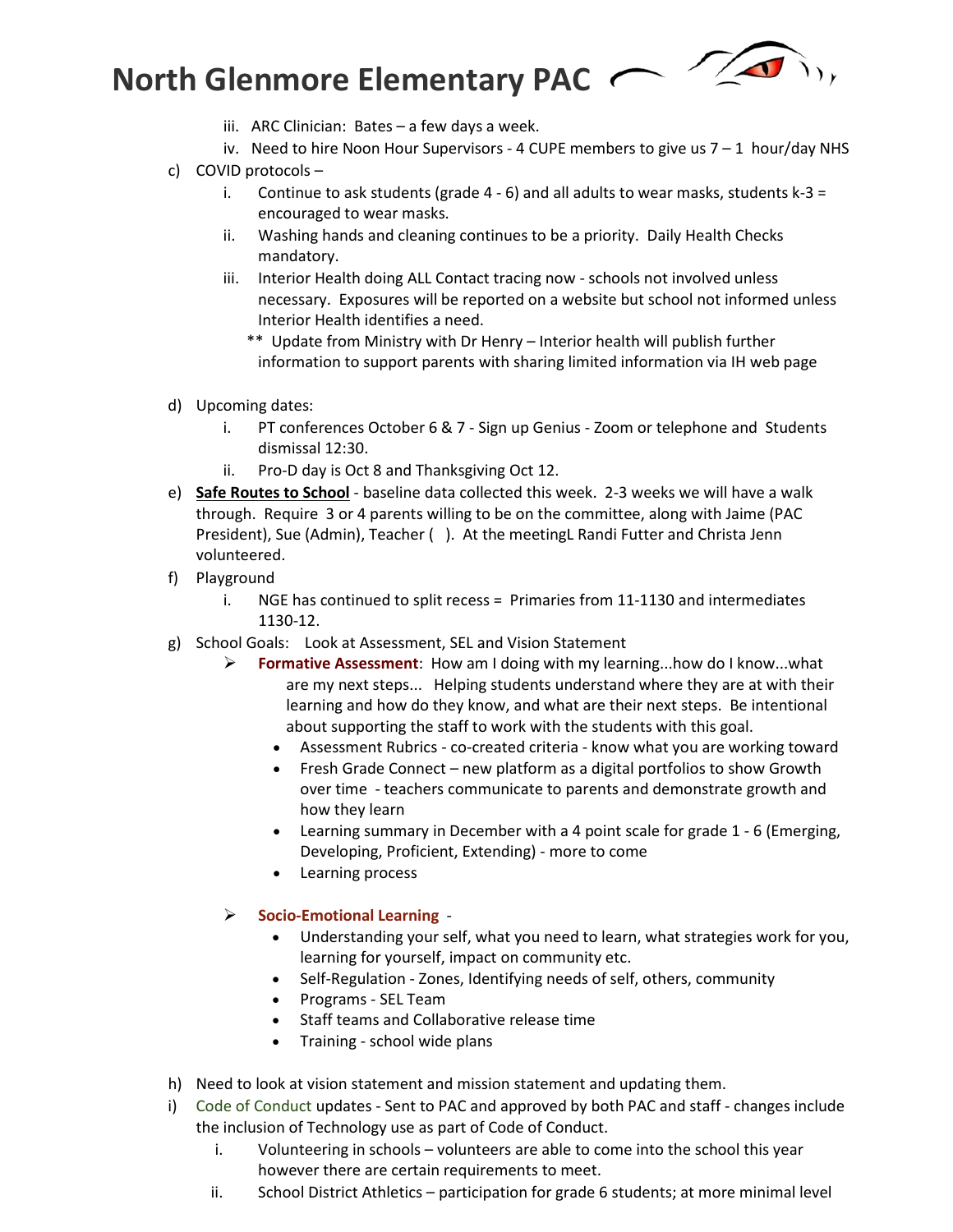iii. ARC Clinician: Bates – a few days a week.
iv. Need to hire Noon Hour Supervisors - 4 CUPE members to give us 7 – 1 hour/day NHS

c) COVID protocols –
   i. Continue to ask students (grade 4 - 6) and all adults to wear masks, students k-3 = encouraged to wear masks.
   ii. Washing hands and cleaning continues to be a priority. Daily Health Checks mandatory.
   iii. Interior Health doing ALL Contact tracing now - schools not involved unless necessary. Exposures will be reported on a website but school not informed unless Interior Health identifies a need.
   ** Update from Ministry with Dr Henry – Interior health will publish further information to support parents with sharing limited information via IH web page

d) Upcoming dates:
   i. PT conferences October 6 & 7 - Sign up Genius - Zoom or telephone and Students dismissal 12:30.
   ii. Pro-D day is Oct 8 and Thanksgiving Oct 12.

e) **Safe Routes to School** - baseline data collected this week. 2-3 weeks we will have a walk through. Require 3 or 4 parents willing to be on the committee, along with Jaime (PAC President), Sue (Admin), Teacher ( ). At the meetingL Randi Futter and Christa Jenn volunteered.

f) Playground
   i. NGE has continued to split recess = Primaries from 11-1130 and intermediates 1130-12.

g) School Goals: Look at Assessment, SEL and Vision Statement
   - **Formative Assessment**: How am I doing with my learning...how do I know...what are my next steps... Helping students understand where they are at with their learning and how do they know, and what are their next steps. Be intentional about supporting the staff to work with the students with this goal.
     - Assessment Rubrics - co-created criteria - know what you are working toward
     - Fresh Grade Connect – new platform as a digital portfolios to show Growth over time - teachers communicate to parents and demonstrate growth and how they learn
     - Learning summary in December with a 4 point scale for grade 1 - 6 (Emerging, Developing, Proficient, Extending) - more to come
     - Learning process

   - **Socio-Emotional Learning** -
     - Understanding your self, what you need to learn, what strategies work for you, learning for yourself, impact on community etc.
     - Self-Regulation - Zones, Identifying needs of self, others, community
     - Programs - SEL Team
     - Staff teams and Collaborative release time
     - Training - school wide plans

h) Need to look at vision statement and mission statement and updating them.

i) Code of Conduct updates - Sent to PAC and approved by both PAC and staff - changes include the inclusion of Technology use as part of Code of Conduct.
   i. Volunteering in schools – volunteers are able to come into the school this year however there are certain requirements to meet.
   ii. School District Athletics – participation for grade 6 students; at more minimal level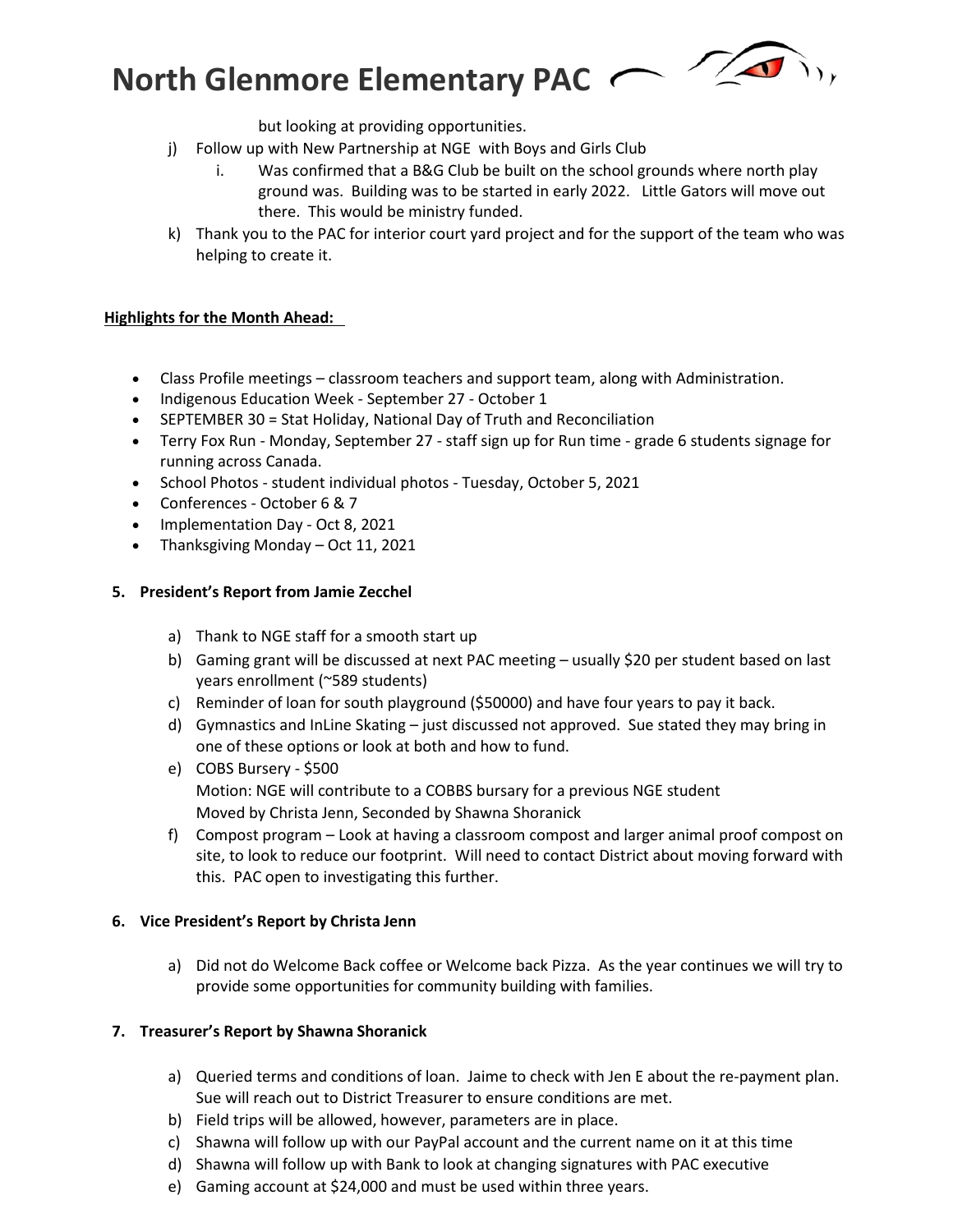but looking at providing opportunities.

j) Follow up with New Partnership at NGE with Boys and Girls Club
    i. Was confirmed that a B&G Club be built on the school grounds where north play ground was. Building was to be started in early 2022. Little Gators will move out there. This would be ministry funded.

k) Thank you to the PAC for interior court yard project and for the support of the team who was helping to create it.

**Highlights for the Month Ahead:**

- Class Profile meetings – classroom teachers and support team, along with Administration.
- Indigenous Education Week - September 27 - October 1
- SEPTEMBER 30 = Stat Holiday, National Day of Truth and Reconciliation
- Terry Fox Run - Monday, September 27 - staff sign up for Run time - grade 6 students signage for running across Canada.
- School Photos - student individual photos - Tuesday, October 5, 2021
- Conferences - October 6 & 7
- Implementation Day - Oct 8, 2021
- Thanksgiving Monday – Oct 11, 2021

### 5. President's Report from Jamie Zecchel

a) Thank to NGE staff for a smooth start up

b) Gaming grant will be discussed at next PAC meeting – usually $20 per student based on last years enrollment (~589 students)

c) Reminder of loan for south playground ($50000) and have four years to pay it back.

d) Gymnastics and InLine Skating – just discussed not approved. Sue stated they may bring in one of these options or look at both and how to fund.

e) COBS Bursery - $500
   Motion: NGE will contribute to a COBBS bursary for a previous NGE student
   Moved by Christa Jenn, Seconded by Shawna Shoranick

f) Compost program – Look at having a classroom compost and larger animal proof compost on site, to look to reduce our footprint. Will need to contact District about moving forward with this. PAC open to investigating this further.

### 6. Vice President's Report by Christa Jenn

a) Did not do Welcome Back coffee or Welcome back Pizza. As the year continues we will try to provide some opportunities for community building with families.

### 7. Treasurer's Report by Shawna Shoranick

a) Queried terms and conditions of loan. Jaime to check with Jen E about the re-payment plan. Sue will reach out to District Treasurer to ensure conditions are met.

b) Field trips will be allowed, however, parameters are in place.

c) Shawna will follow up with our PayPal account and the current name on it at this time

d) Shawna will follow up with Bank to look at changing signatures with PAC executive

e) Gaming account at $24,000 and must be used within three years.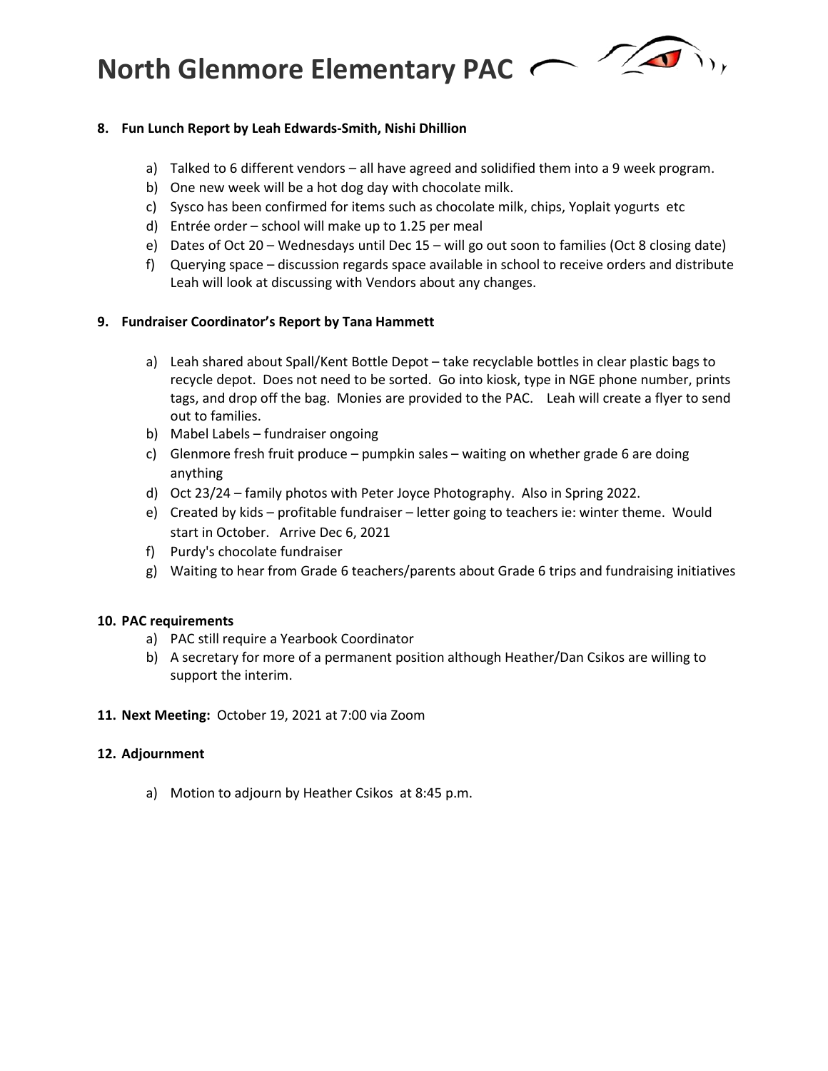### 8. Fun Lunch Report by Leah Edwards-Smith, Nishi Dhillion

a) Talked to 6 different vendors – all have agreed and solidified them into a 9 week program.
b) One new week will be a hot dog day with chocolate milk.
c) Sysco has been confirmed for items such as chocolate milk, chips, Yoplait yogurts etc
d) Entrée order – school will make up to 1.25 per meal
e) Dates of Oct 20 – Wednesdays until Dec 15 – will go out soon to families (Oct 8 closing date)
f) Querying space – discussion regards space available in school to receive orders and distribute Leah will look at discussing with Vendors about any changes.

### 9. Fundraiser Coordinator's Report by Tana Hammett

a) Leah shared about Spall/Kent Bottle Depot – take recyclable bottles in clear plastic bags to recycle depot. Does not need to be sorted. Go into kiosk, type in NGE phone number, prints tags, and drop off the bag. Monies are provided to the PAC. Leah will create a flyer to send out to families.
b) Mabel Labels – fundraiser ongoing
c) Glenmore fresh fruit produce – pumpkin sales – waiting on whether grade 6 are doing anything
d) Oct 23/24 – family photos with Peter Joyce Photography. Also in Spring 2022.
e) Created by kids – profitable fundraiser – letter going to teachers ie: winter theme. Would start in October. Arrive Dec 6, 2021
f) Purdy's chocolate fundraiser
g) Waiting to hear from Grade 6 teachers/parents about Grade 6 trips and fundraising initiatives

### 10. PAC requirements

a) PAC still require a Yearbook Coordinator
b) A secretary for more of a permanent position although Heather/Dan Csikos are willing to support the interim.

### 11. Next Meeting: October 19, 2021 at 7:00 via Zoom

### 12. Adjournment

a) Motion to adjourn by Heather Csikos at 8:45 p.m.